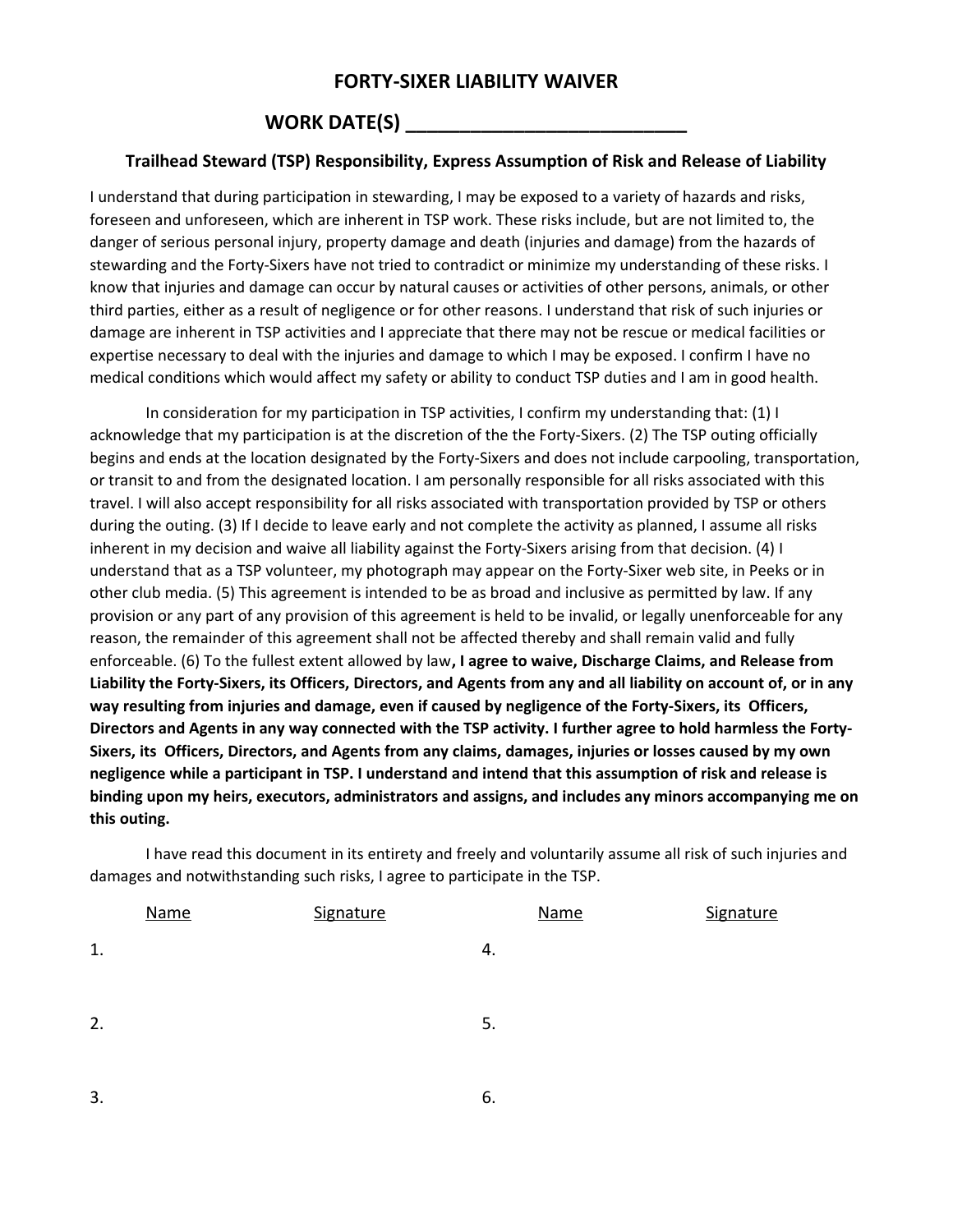# FORTY-SIXER LIABILITY WAIVER

## WORK DATE(S) ___________________________

### Trailhead Steward (TSP) Responsibility, Express Assumption of Risk and Release of Liability

I understand that during participation in stewarding, I may be exposed to a variety of hazards and risks, foreseen and unforeseen, which are inherent in TSP work. These risks include, but are not limited to, the danger of serious personal injury, property damage and death (injuries and damage) from the hazards of stewarding and the Forty-Sixers have not tried to contradict or minimize my understanding of these risks. I know that injuries and damage can occur by natural causes or activities of other persons, animals, or other third parties, either as a result of negligence or for other reasons. I understand that risk of such injuries or damage are inherent in TSP activities and I appreciate that there may not be rescue or medical facilities or expertise necessary to deal with the injuries and damage to which I may be exposed. I confirm I have no medical conditions which would affect my safety or ability to conduct TSP duties and I am in good health.

In consideration for my participation in TSP activities, I confirm my understanding that: (1) I acknowledge that my participation is at the discretion of the the Forty-Sixers. (2) The TSP outing officially begins and ends at the location designated by the Forty-Sixers and does not include carpooling, transportation, or transit to and from the designated location. I am personally responsible for all risks associated with this travel. I will also accept responsibility for all risks associated with transportation provided by TSP or others during the outing. (3) If I decide to leave early and not complete the activity as planned, I assume all risks inherent in my decision and waive all liability against the Forty-Sixers arising from that decision. (4) I understand that as a TSP volunteer, my photograph may appear on the Forty-Sixer web site, in Peeks or in other club media. (5) This agreement is intended to be as broad and inclusive as permitted by law. If any provision or any part of any provision of this agreement is held to be invalid, or legally unenforceable for any reason, the remainder of this agreement shall not be affected thereby and shall remain valid and fully enforceable. (6) To the fullest extent allowed by law**, I agree to waive, Discharge Claims, and Release from Liability the Forty-Sixers, its Officers, Directors, and Agents from any and all liability on account of, or in any way resulting from injuries and damage, even if caused by negligence of the Forty-Sixers, its Officers, Directors and Agents in any way connected with the TSP activity. I further agree to hold harmless the Forty-Sixers, its Officers, Directors, and Agents from any claims, damages, injuries or losses caused by my own negligence while a participant in TSP. I understand and intend that this assumption of risk and release is binding upon my heirs, executors, administrators and assigns, and includes any minors accompanying me on this outing.**

I have read this document in its entirety and freely and voluntarily assume all risk of such injuries and damages and notwithstanding such risks, I agree to participate in the TSP.

| | Name | Signature | | Name | Signature |
|---|---|---|---|---|---|
| 1. | | | 4. | | |
| 2. | | | 5. | | |
| 3. | | | 6. | | |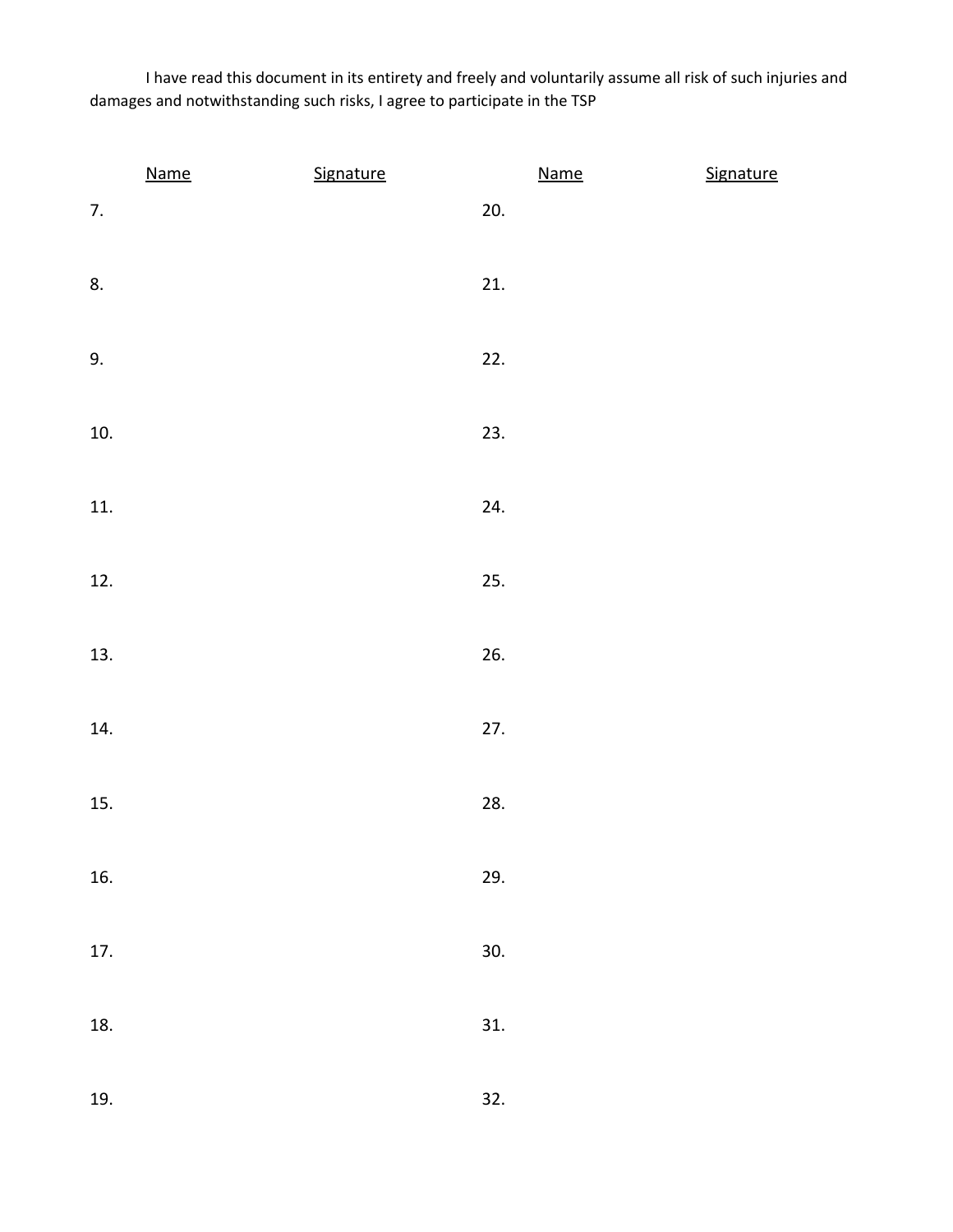I have read this document in its entirety and freely and voluntarily assume all risk of such injuries and damages and notwithstanding such risks, I agree to participate in the TSP

| | Name | Signature | | Name | Signature |
|---|---|---|---|---|---|
| 7. | | | 20. | | |
| 8. | | | 21. | | |
| 9. | | | 22. | | |
| 10. | | | 23. | | |
| 11. | | | 24. | | |
| 12. | | | 25. | | |
| 13. | | | 26. | | |
| 14. | | | 27. | | |
| 15. | | | 28. | | |
| 16. | | | 29. | | |
| 17. | | | 30. | | |
| 18. | | | 31. | | |
| 19. | | | 32. | | |